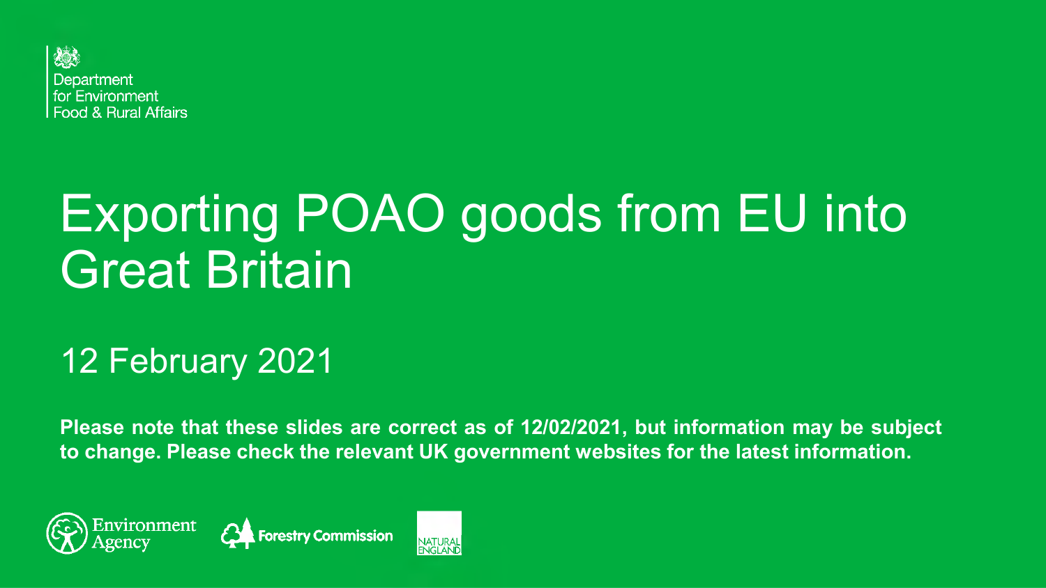Department for Environment Food & Rural Affairs

# Exporting POAO goods from EU into Great Britain

## 12 February 2021

**Please note that these slides are correct as of 12/02/2021, but information may be subject to change. Please check the relevant UK government websites for the latest information.**

Environment Agency

Forestry Commission

NATURAL ENGLAND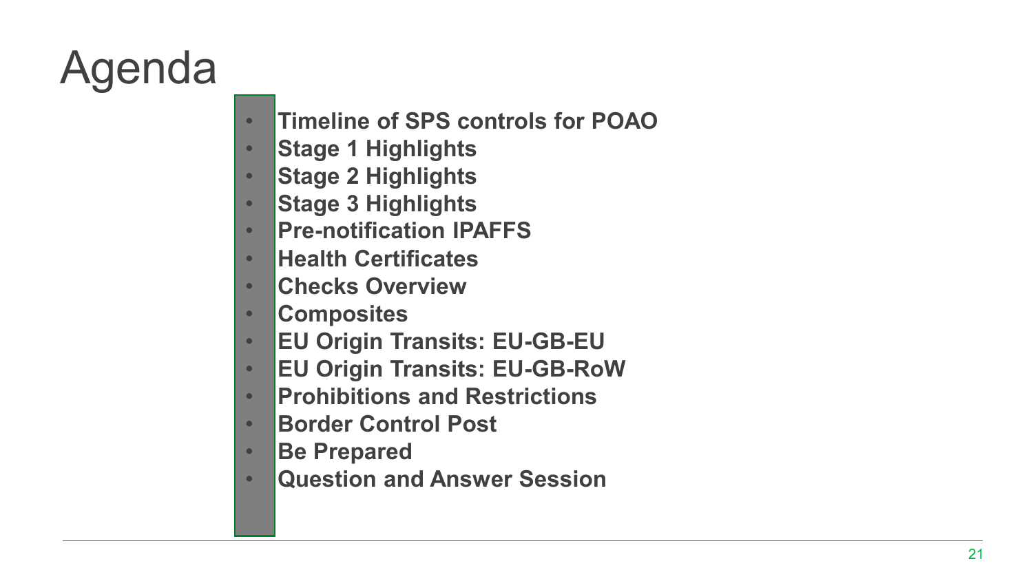# Agenda

- **Timeline of SPS controls for POAO**
- **Stage 1 Highlights**
- **Stage 2 Highlights**
- **Stage 3 Highlights**
- **Pre-notification IPAFFS**
- **Health Certificates**
- **Checks Overview**
- **Composites**
- **EU Origin Transits: EU-GB-EU**
- **EU Origin Transits: EU-GB-RoW**
- **Prohibitions and Restrictions**
- **Border Control Post**
- **Be Prepared**
- **Question and Answer Session**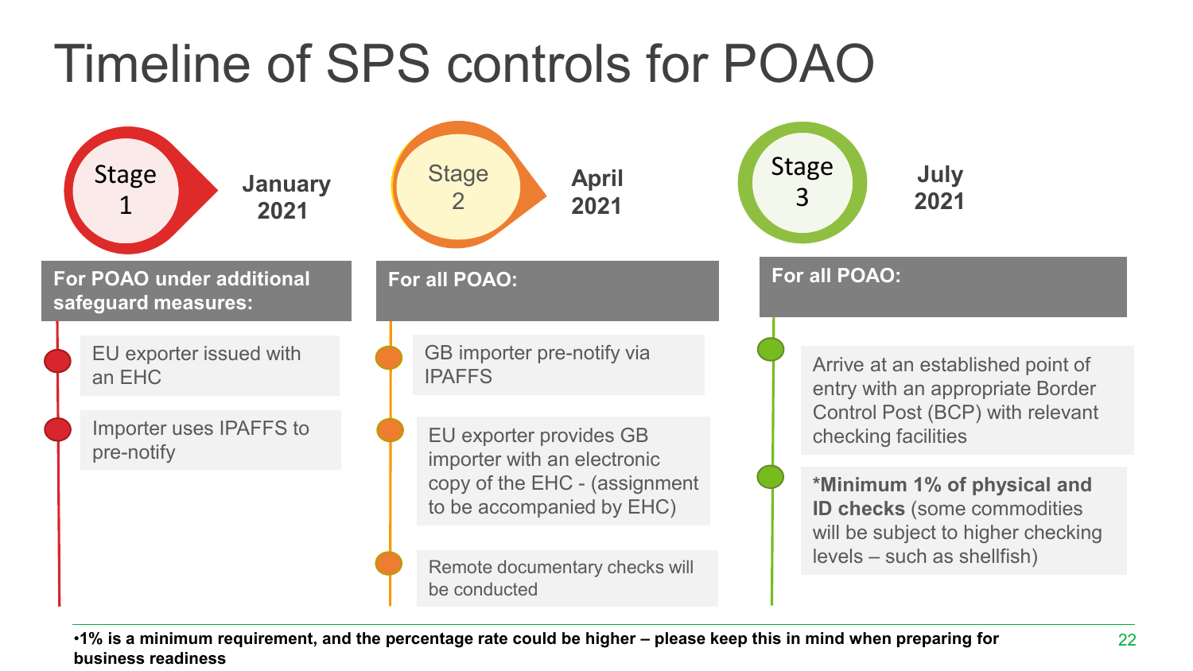# Timeline of SPS controls for POAO

## Stage 1 — January 2021

**For POAO under additional safeguard measures:**

- EU exporter issued with an EHC
- Importer uses IPAFFS to pre-notify

## Stage 2 — April 2021

**For all POAO:**

- GB importer pre-notify via IPAFFS
- EU exporter provides GB importer with an electronic copy of the EHC - (assignment to be accompanied by EHC)
- Remote documentary checks will be conducted

## Stage 3 — July 2021

**For all POAO:**

- Arrive at an established point of entry with an appropriate Border Control Post (BCP) with relevant checking facilities
- ***Minimum 1% of physical and ID checks** (some commodities will be subject to higher checking levels – such as shellfish)

**•1% is a minimum requirement, and the percentage rate could be higher – please keep this in mind when preparing for business readiness**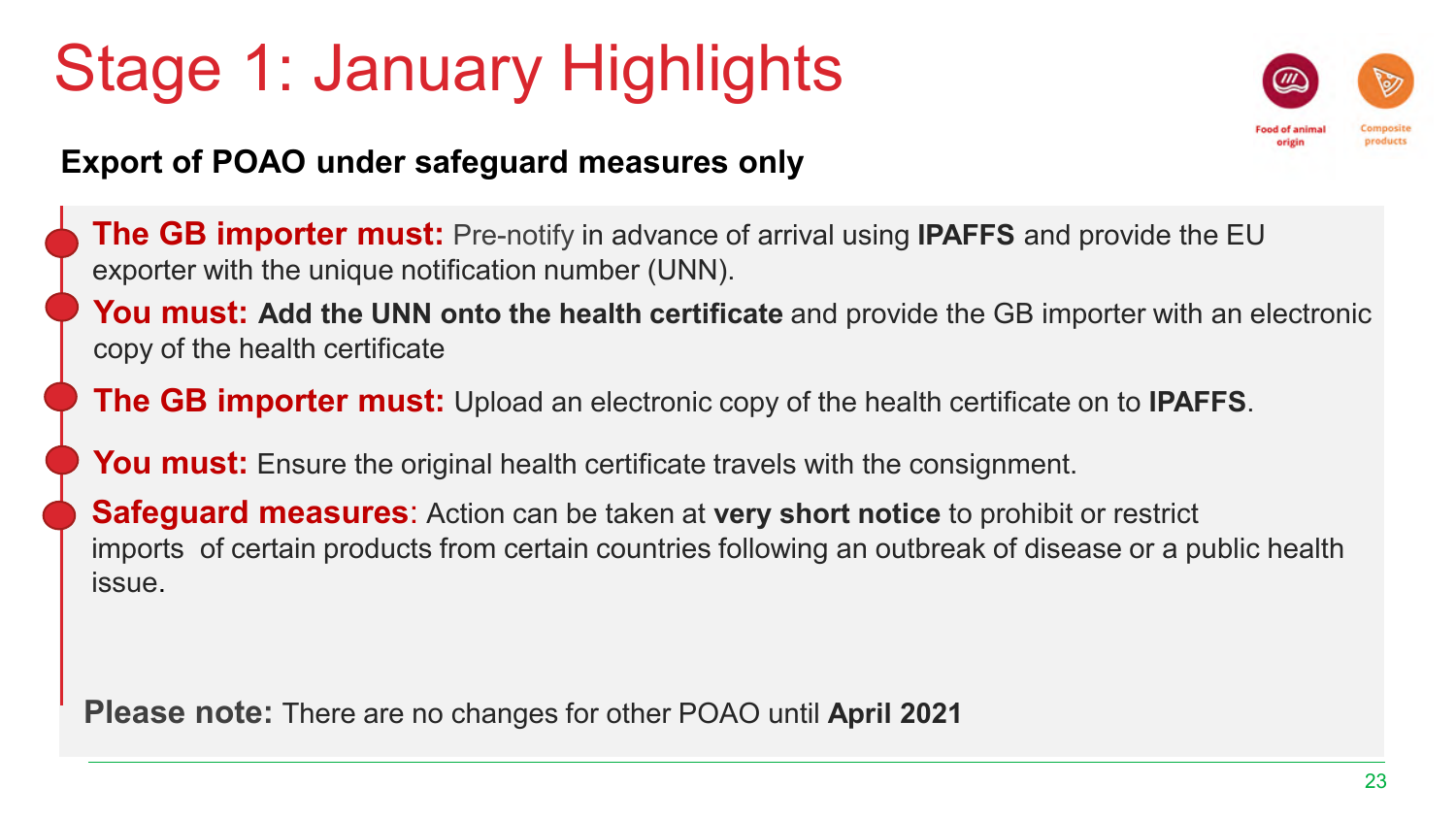# Stage 1: January Highlights

Food of animal origin

Composite products

**Export of POAO under safeguard measures only**

- **The GB importer must:** Pre-notify in advance of arrival using **IPAFFS** and provide the EU exporter with the unique notification number (UNN).
- **You must: Add the UNN onto the health certificate** and provide the GB importer with an electronic copy of the health certificate
- **The GB importer must:** Upload an electronic copy of the health certificate on to **IPAFFS**.
- **You must:** Ensure the original health certificate travels with the consignment.
- **Safeguard measures**: Action can be taken at **very short notice** to prohibit or restrict imports of certain products from certain countries following an outbreak of disease or a public health issue.

**Please note:** There are no changes for other POAO until **April 2021**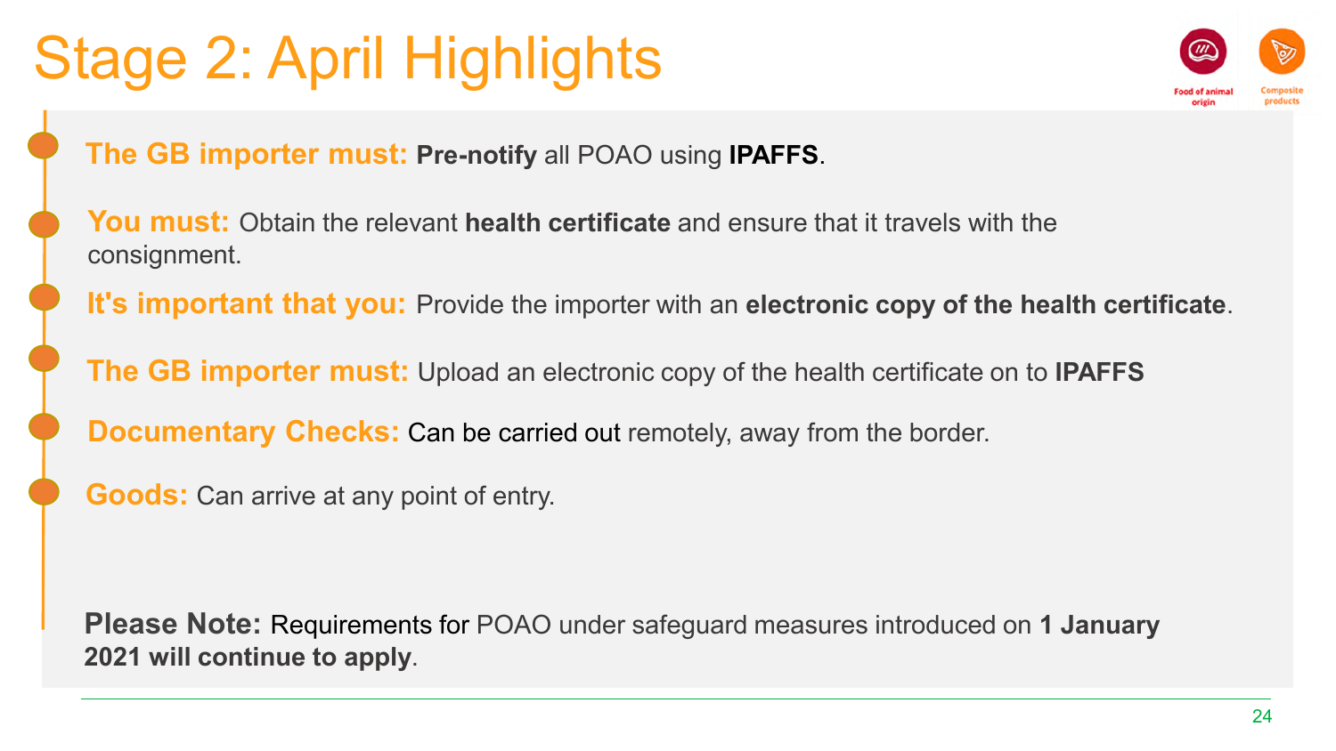# Stage 2: April Highlights

Food of animal origin

Composite products

- **The GB importer must: Pre-notify** all POAO using **IPAFFS**.
- **You must:** Obtain the relevant **health certificate** and ensure that it travels with the consignment.
- **It's important that you:** Provide the importer with an **electronic copy of the health certificate**.
- **The GB importer must:** Upload an electronic copy of the health certificate on to **IPAFFS**
- **Documentary Checks:** Can be carried out remotely, away from the border.
- **Goods:** Can arrive at any point of entry.

**Please Note:** Requirements for POAO under safeguard measures introduced on **1 January 2021 will continue to apply**.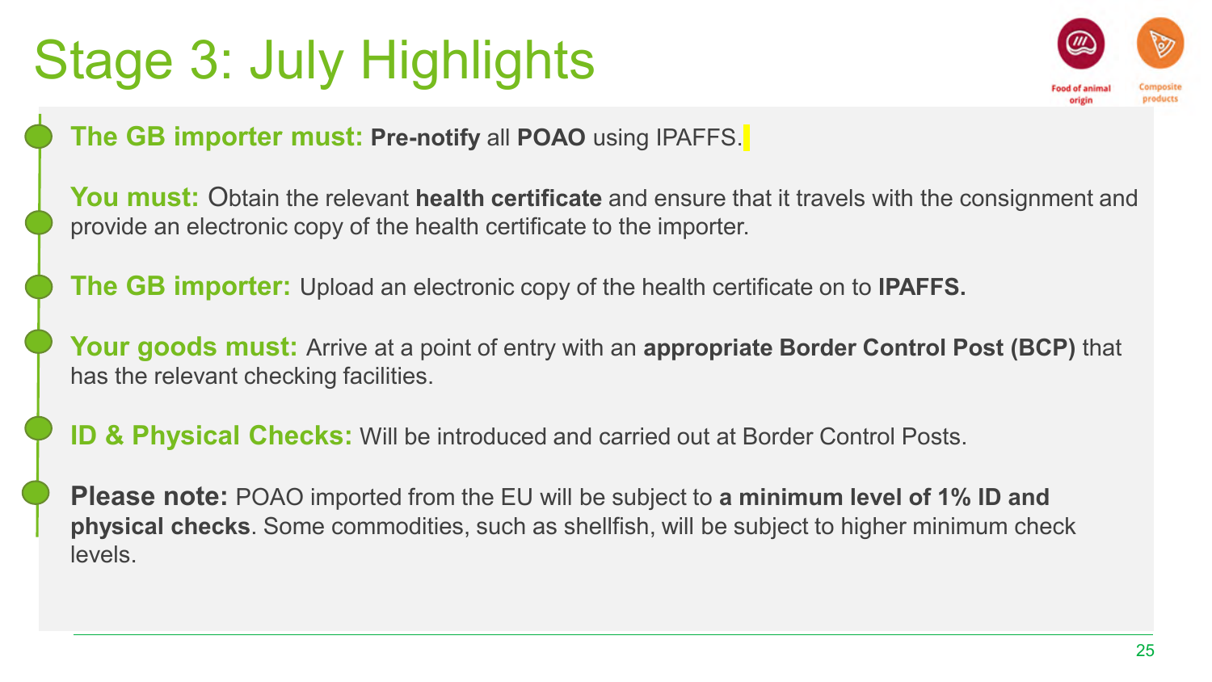# Stage 3: July Highlights

Food of animal origin

Composite products

- **The GB importer must:** **Pre-notify** all **POAO** using IPAFFS.

- **You must:** Obtain the relevant **health certificate** and ensure that it travels with the consignment and provide an electronic copy of the health certificate to the importer.

- **The GB importer:** Upload an electronic copy of the health certificate on to **IPAFFS.**

- **Your goods must:** Arrive at a point of entry with an **appropriate Border Control Post (BCP)** that has the relevant checking facilities.

- **ID & Physical Checks:** Will be introduced and carried out at Border Control Posts.

- **Please note:** POAO imported from the EU will be subject to **a minimum level of 1% ID and physical checks**. Some commodities, such as shellfish, will be subject to higher minimum check levels.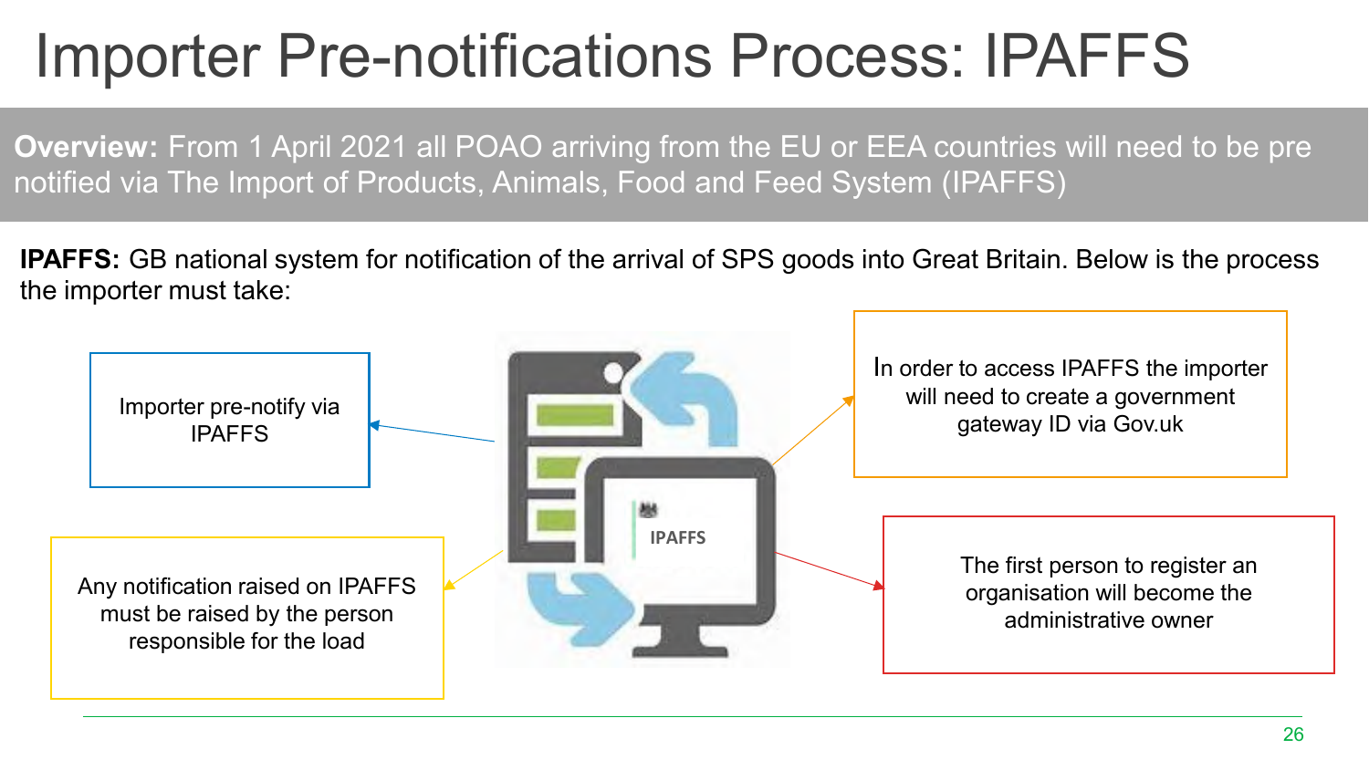# Importer Pre-notifications Process: IPAFFS

**Overview:** From 1 April 2021 all POAO arriving from the EU or EEA countries will need to be pre notified via The Import of Products, Animals, Food and Feed System (IPAFFS)

**IPAFFS:** GB national system for notification of the arrival of SPS goods into Great Britain. Below is the process the importer must take:

- Importer pre-notify via IPAFFS
- In order to access IPAFFS the importer will need to create a government gateway ID via Gov.uk
- Any notification raised on IPAFFS must be raised by the person responsible for the load
- The first person to register an organisation will become the administrative owner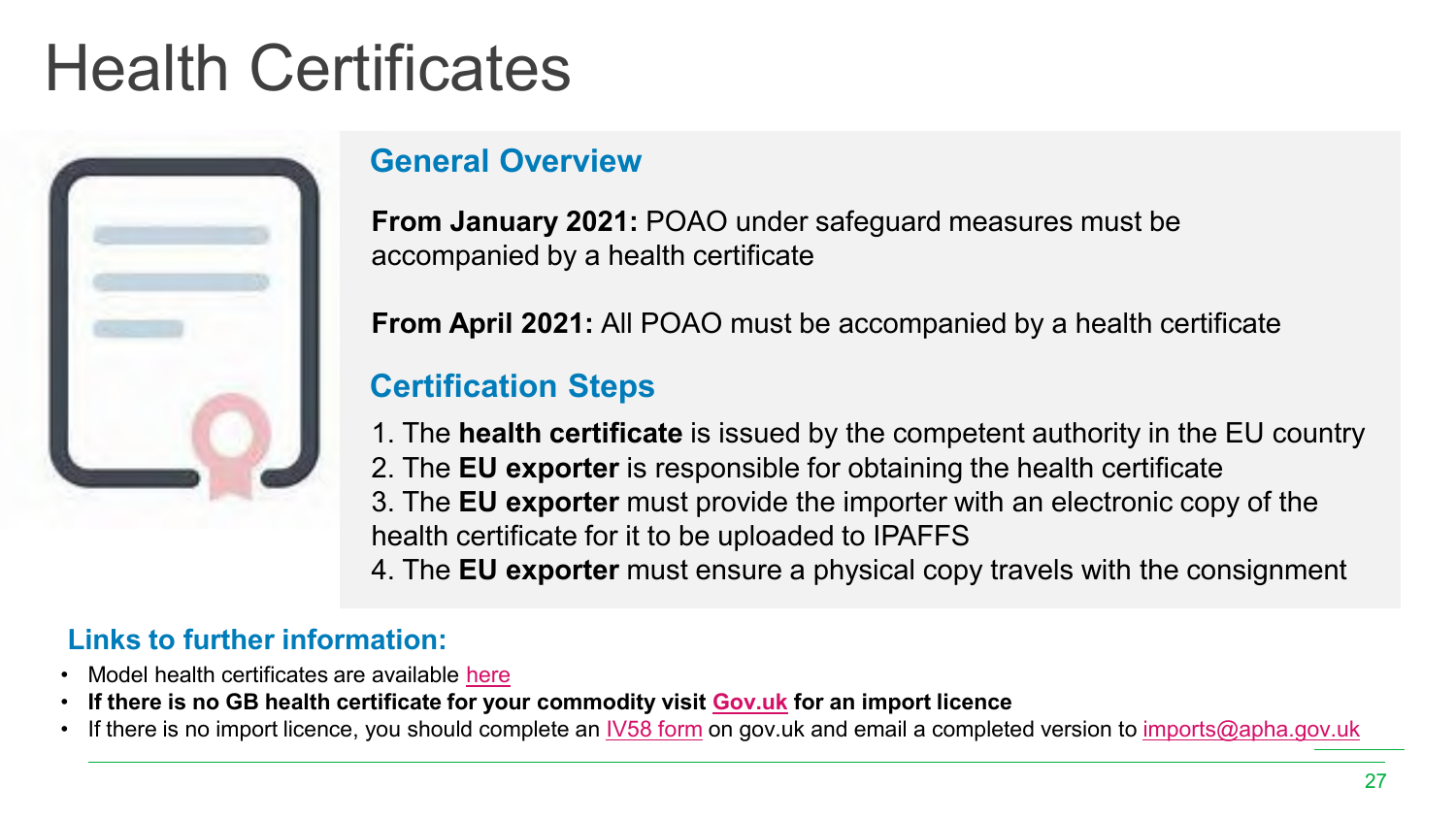# Health Certificates

## General Overview

**From January 2021:** POAO under safeguard measures must be accompanied by a health certificate

**From April 2021:** All POAO must be accompanied by a health certificate

## Certification Steps

1. The **health certificate** is issued by the competent authority in the EU country
2. The **EU exporter** is responsible for obtaining the health certificate
3. The **EU exporter** must provide the importer with an electronic copy of the health certificate for it to be uploaded to IPAFFS
4. The **EU exporter** must ensure a physical copy travels with the consignment

## Links to further information:

- Model health certificates are available here
- **If there is no GB health certificate for your commodity visit Gov.uk for an import licence**
- If there is no import licence, you should complete an IV58 form on gov.uk and email a completed version to imports@apha.gov.uk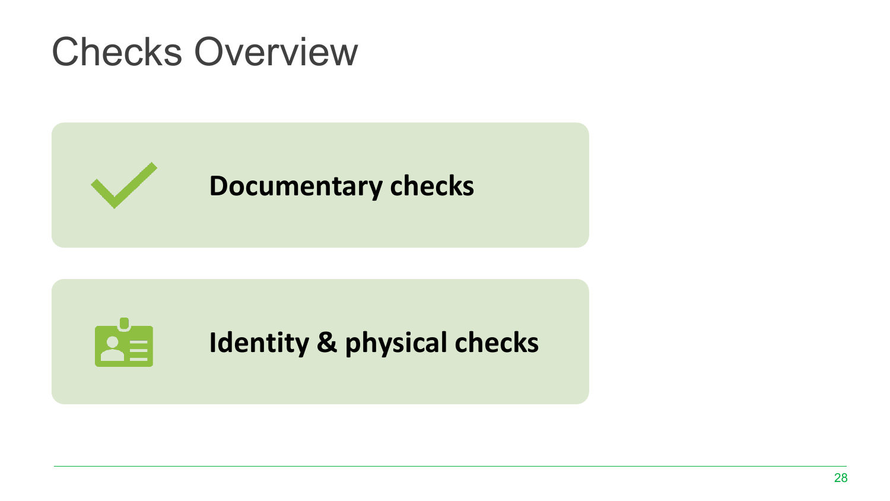# Checks Overview

**Documentary checks**

**Identity & physical checks**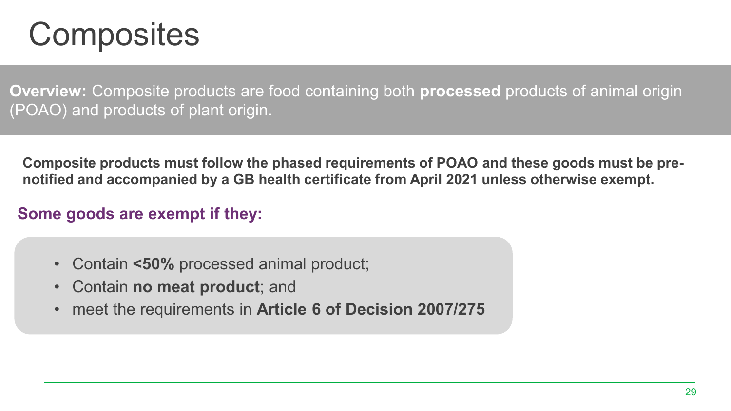# Composites

**Overview:** Composite products are food containing both **processed** products of animal origin (POAO) and products of plant origin.

**Composite products must follow the phased requirements of POAO and these goods must be pre-notified and accompanied by a GB health certificate from April 2021 unless otherwise exempt.**

**Some goods are exempt if they:**

- Contain **<50%** processed animal product;
- Contain **no meat product**; and
- meet the requirements in **Article 6 of Decision 2007/275**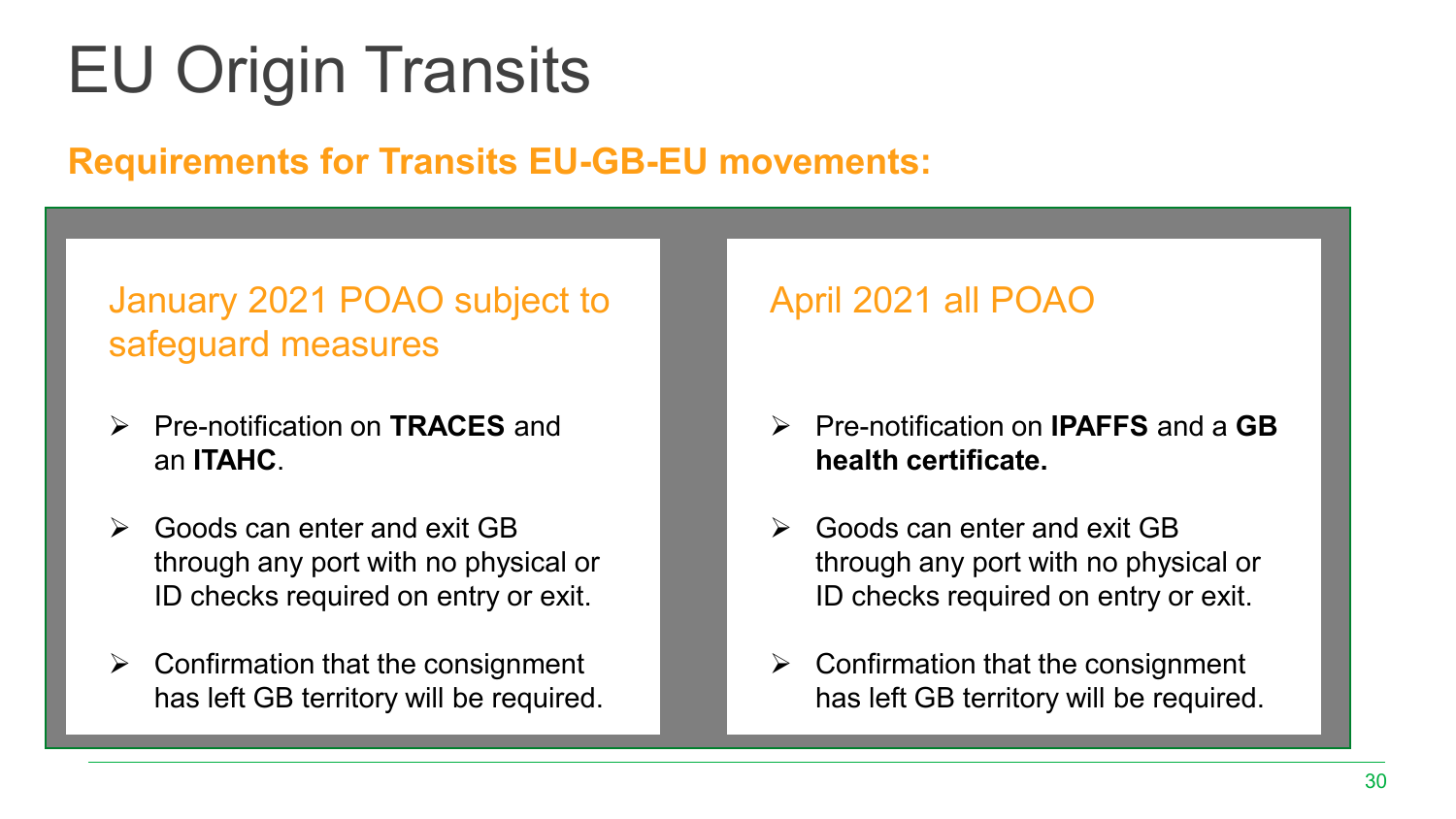# EU Origin Transits

## Requirements for Transits EU-GB-EU movements:

### January 2021 POAO subject to safeguard measures

- Pre-notification on **TRACES** and an **ITAHC**.
- Goods can enter and exit GB through any port with no physical or ID checks required on entry or exit.
- Confirmation that the consignment has left GB territory will be required.

### April 2021 all POAO

- Pre-notification on **IPAFFS** and a **GB health certificate.**
- Goods can enter and exit GB through any port with no physical or ID checks required on entry or exit.
- Confirmation that the consignment has left GB territory will be required.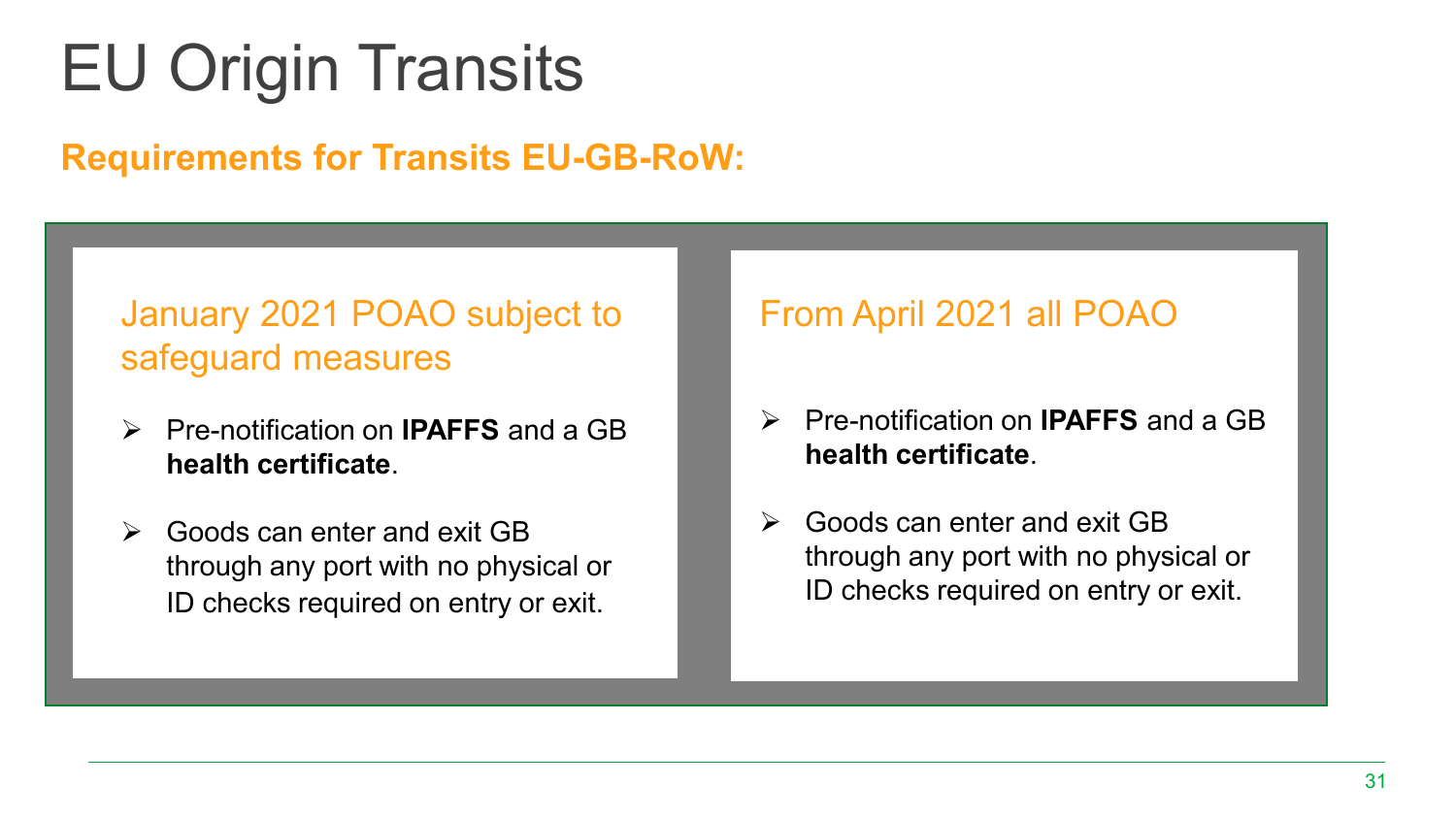# EU Origin Transits

## Requirements for Transits EU-GB-RoW:

### January 2021 POAO subject to safeguard measures

- Pre-notification on **IPAFFS** and a GB **health certificate**.
- Goods can enter and exit GB through any port with no physical or ID checks required on entry or exit.

### From April 2021 all POAO

- Pre-notification on **IPAFFS** and a GB **health certificate**.
- Goods can enter and exit GB through any port with no physical or ID checks required on entry or exit.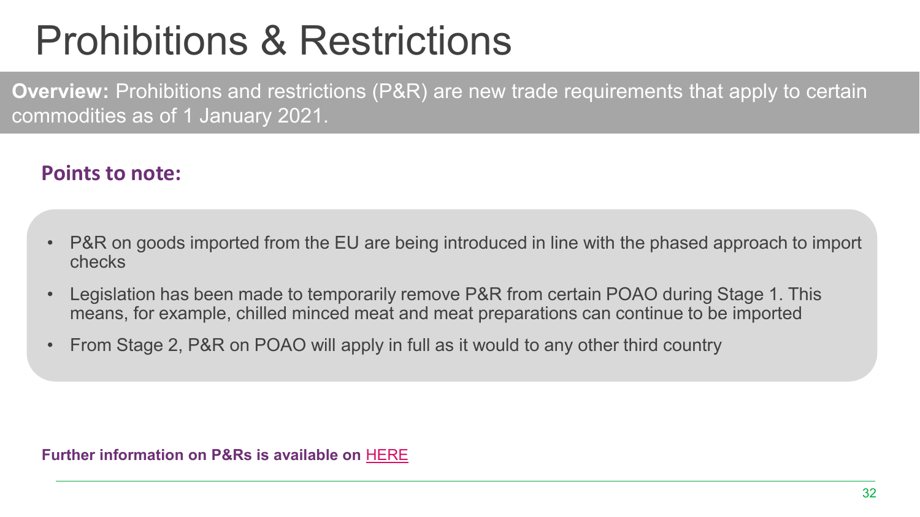# Prohibitions & Restrictions

**Overview:** Prohibitions and restrictions (P&R) are new trade requirements that apply to certain commodities as of 1 January 2021.

## Points to note:

- P&R on goods imported from the EU are being introduced in line with the phased approach to import checks
- Legislation has been made to temporarily remove P&R from certain POAO during Stage 1. This means, for example, chilled minced meat and meat preparations can continue to be imported
- From Stage 2, P&R on POAO will apply in full as it would to any other third country

**Further information on P&Rs is available on** HERE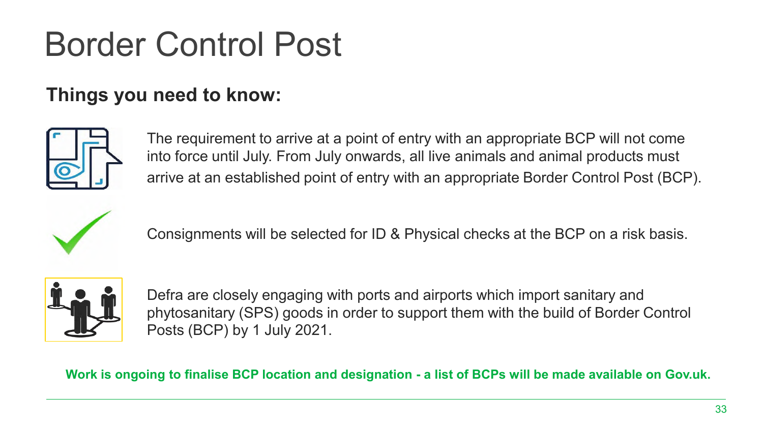# Border Control Post

## Things you need to know:

The requirement to arrive at a point of entry with an appropriate BCP will not come into force until July. From July onwards, all live animals and animal products must arrive at an established point of entry with an appropriate Border Control Post (BCP).

Consignments will be selected for ID & Physical checks at the BCP on a risk basis.

Defra are closely engaging with ports and airports which import sanitary and phytosanitary (SPS) goods in order to support them with the build of Border Control Posts (BCP) by 1 July 2021.

**Work is ongoing to finalise BCP location and designation - a list of BCPs will be made available on Gov.uk.**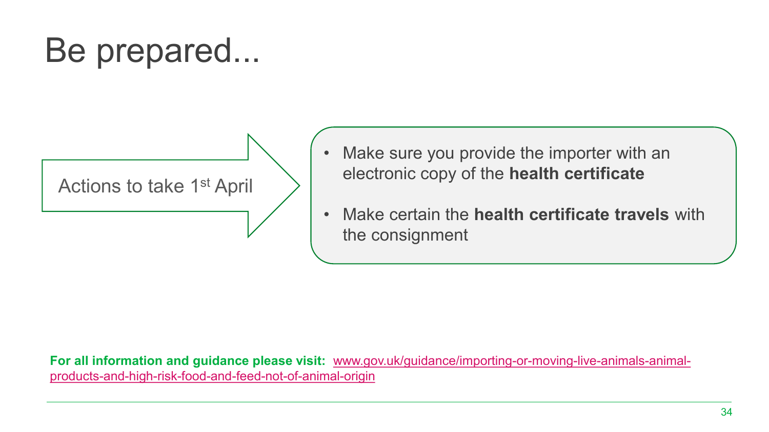# Be prepared...

Actions to take 1st April

- Make sure you provide the importer with an electronic copy of the **health certificate**
- Make certain the **health certificate travels** with the consignment

**For all information and guidance please visit:** www.gov.uk/guidance/importing-or-moving-live-animals-animal-products-and-high-risk-food-and-feed-not-of-animal-origin